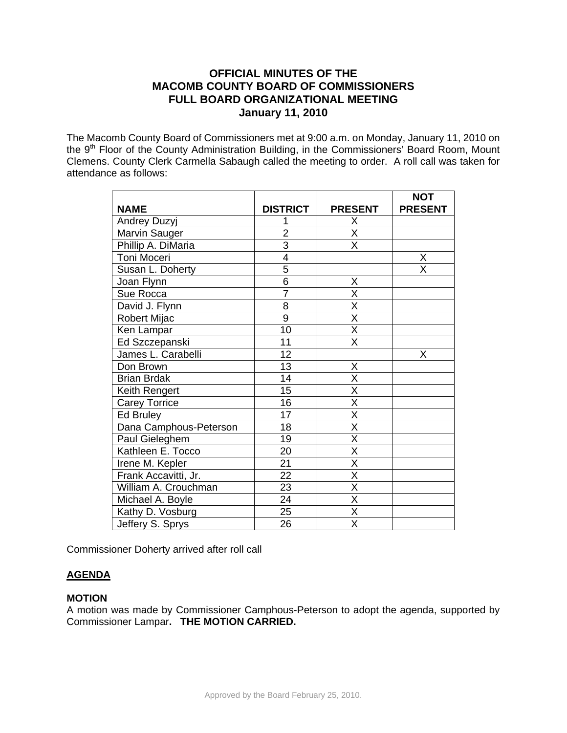# OFFICIAL MINUTES OF THE MACOMB COUNTY BOARD OF COMMISSIONERS FULL BOARD ORGANIZATIONAL MEETING January 11, 2010

The Macomb County Board of Commissioners met at 9:00 a.m. on Monday, January 11, 2010 on the 9th Floor of the County Administration Building, in the Commissioners' Board Room, Mount Clemens. County Clerk Carmella Sabaugh called the meeting to order. A roll call was taken for attendance as follows:

| NAME | DISTRICT | PRESENT | NOT PRESENT |
|---|---|---|---|
| Andrey Duzyj | 1 | X | |
| Marvin Sauger | 2 | X | |
| Phillip A. DiMaria | 3 | X | |
| Toni Moceri | 4 | | X |
| Susan L. Doherty | 5 | | X |
| Joan Flynn | 6 | X | |
| Sue Rocca | 7 | X | |
| David J. Flynn | 8 | X | |
| Robert Mijac | 9 | X | |
| Ken Lampar | 10 | X | |
| Ed Szczepanski | 11 | X | |
| James L. Carabelli | 12 | | X |
| Don Brown | 13 | X | |
| Brian Brdak | 14 | X | |
| Keith Rengert | 15 | X | |
| Carey Torrice | 16 | X | |
| Ed Bruley | 17 | X | |
| Dana Camphous-Peterson | 18 | X | |
| Paul Gieleghem | 19 | X | |
| Kathleen E. Tocco | 20 | X | |
| Irene M. Kepler | 21 | X | |
| Frank Accavitti, Jr. | 22 | X | |
| William A. Crouchman | 23 | X | |
| Michael A. Boyle | 24 | X | |
| Kathy D. Vosburg | 25 | X | |
| Jeffery S. Sprys | 26 | X | |

Commissioner Doherty arrived after roll call

## AGENDA

**MOTION**

A motion was made by Commissioner Camphous-Peterson to adopt the agenda, supported by Commissioner Lampar. **THE MOTION CARRIED.**

Approved by the Board February 25, 2010.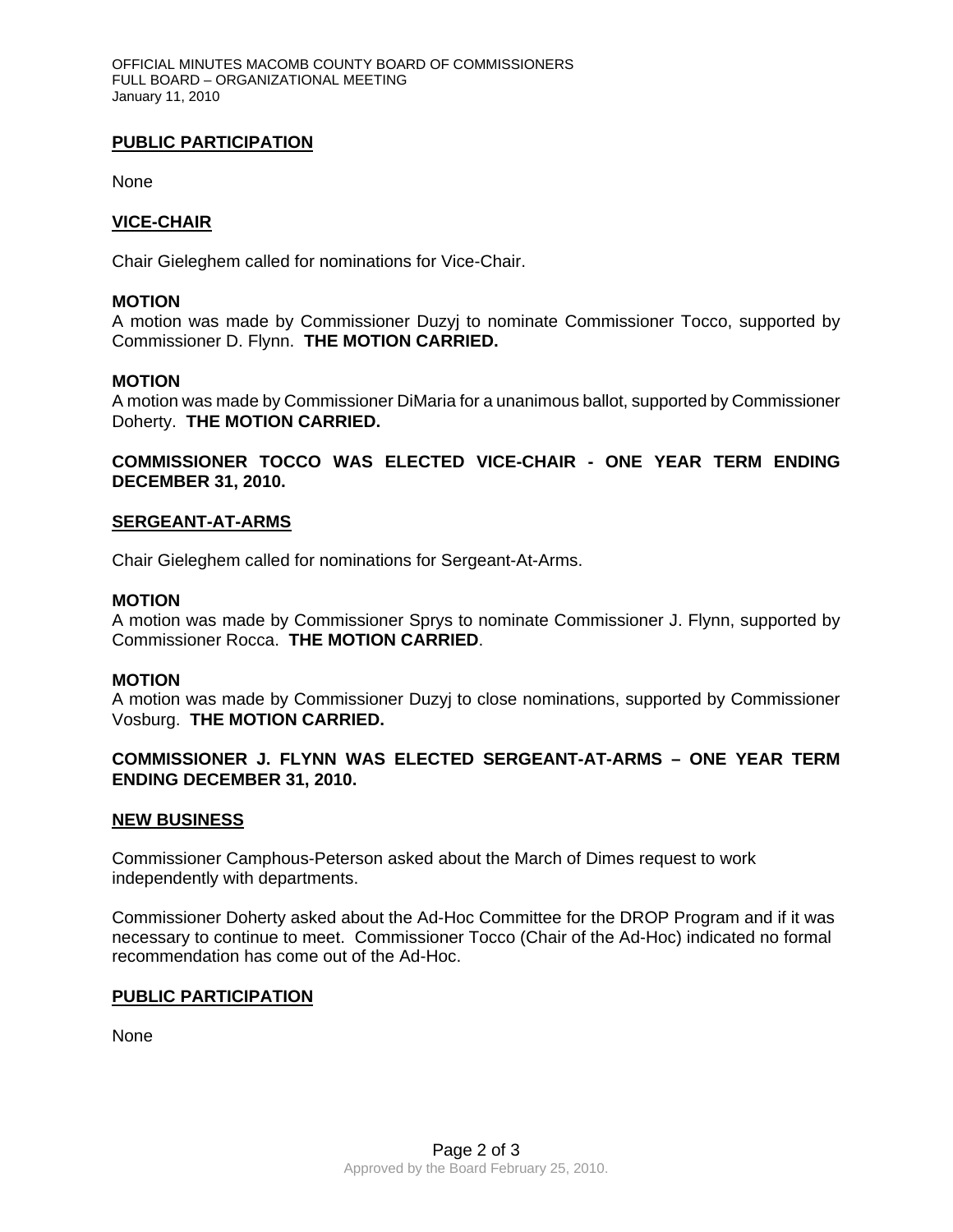## PUBLIC PARTICIPATION

None

## VICE-CHAIR

Chair Gieleghem called for nominations for Vice-Chair.

**MOTION**
A motion was made by Commissioner Duzyj to nominate Commissioner Tocco, supported by Commissioner D. Flynn. **THE MOTION CARRIED.**

**MOTION**
A motion was made by Commissioner DiMaria for a unanimous ballot, supported by Commissioner Doherty. **THE MOTION CARRIED.**

**COMMISSIONER TOCCO WAS ELECTED VICE-CHAIR - ONE YEAR TERM ENDING DECEMBER 31, 2010.**

## SERGEANT-AT-ARMS

Chair Gieleghem called for nominations for Sergeant-At-Arms.

**MOTION**
A motion was made by Commissioner Sprys to nominate Commissioner J. Flynn, supported by Commissioner Rocca. **THE MOTION CARRIED**.

**MOTION**
A motion was made by Commissioner Duzyj to close nominations, supported by Commissioner Vosburg. **THE MOTION CARRIED.**

**COMMISSIONER J. FLYNN WAS ELECTED SERGEANT-AT-ARMS – ONE YEAR TERM ENDING DECEMBER 31, 2010.**

## NEW BUSINESS

Commissioner Camphous-Peterson asked about the March of Dimes request to work independently with departments.

Commissioner Doherty asked about the Ad-Hoc Committee for the DROP Program and if it was necessary to continue to meet. Commissioner Tocco (Chair of the Ad-Hoc) indicated no formal recommendation has come out of the Ad-Hoc.

## PUBLIC PARTICIPATION

None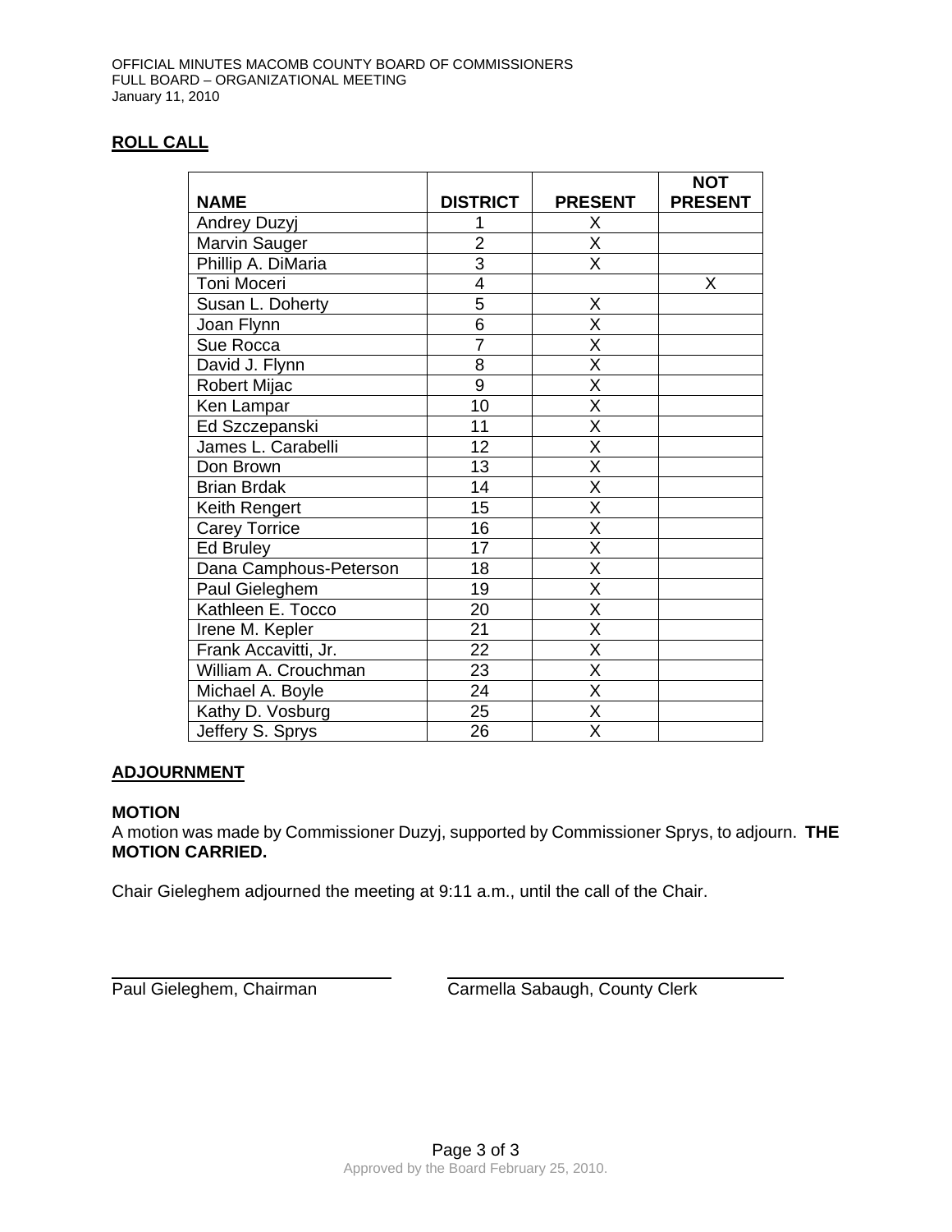## ROLL CALL

| NAME | DISTRICT | PRESENT | NOT PRESENT |
|---|---|---|---|
| Andrey Duzyj | 1 | X | |
| Marvin Sauger | 2 | X | |
| Phillip A. DiMaria | 3 | X | |
| Toni Moceri | 4 | | X |
| Susan L. Doherty | 5 | X | |
| Joan Flynn | 6 | X | |
| Sue Rocca | 7 | X | |
| David J. Flynn | 8 | X | |
| Robert Mijac | 9 | X | |
| Ken Lampar | 10 | X | |
| Ed Szczepanski | 11 | X | |
| James L. Carabelli | 12 | X | |
| Don Brown | 13 | X | |
| Brian Brdak | 14 | X | |
| Keith Rengert | 15 | X | |
| Carey Torrice | 16 | X | |
| Ed Bruley | 17 | X | |
| Dana Camphous-Peterson | 18 | X | |
| Paul Gieleghem | 19 | X | |
| Kathleen E. Tocco | 20 | X | |
| Irene M. Kepler | 21 | X | |
| Frank Accavitti, Jr. | 22 | X | |
| William A. Crouchman | 23 | X | |
| Michael A. Boyle | 24 | X | |
| Kathy D. Vosburg | 25 | X | |
| Jeffery S. Sprys | 26 | X | |

## ADJOURNMENT

**MOTION**

A motion was made by Commissioner Duzyj, supported by Commissioner Sprys, to adjourn. **THE MOTION CARRIED.**

Chair Gieleghem adjourned the meeting at 9:11 a.m., until the call of the Chair.

Paul Gieleghem, Chairman

Carmella Sabaugh, County Clerk

Approved by the Board February 25, 2010.